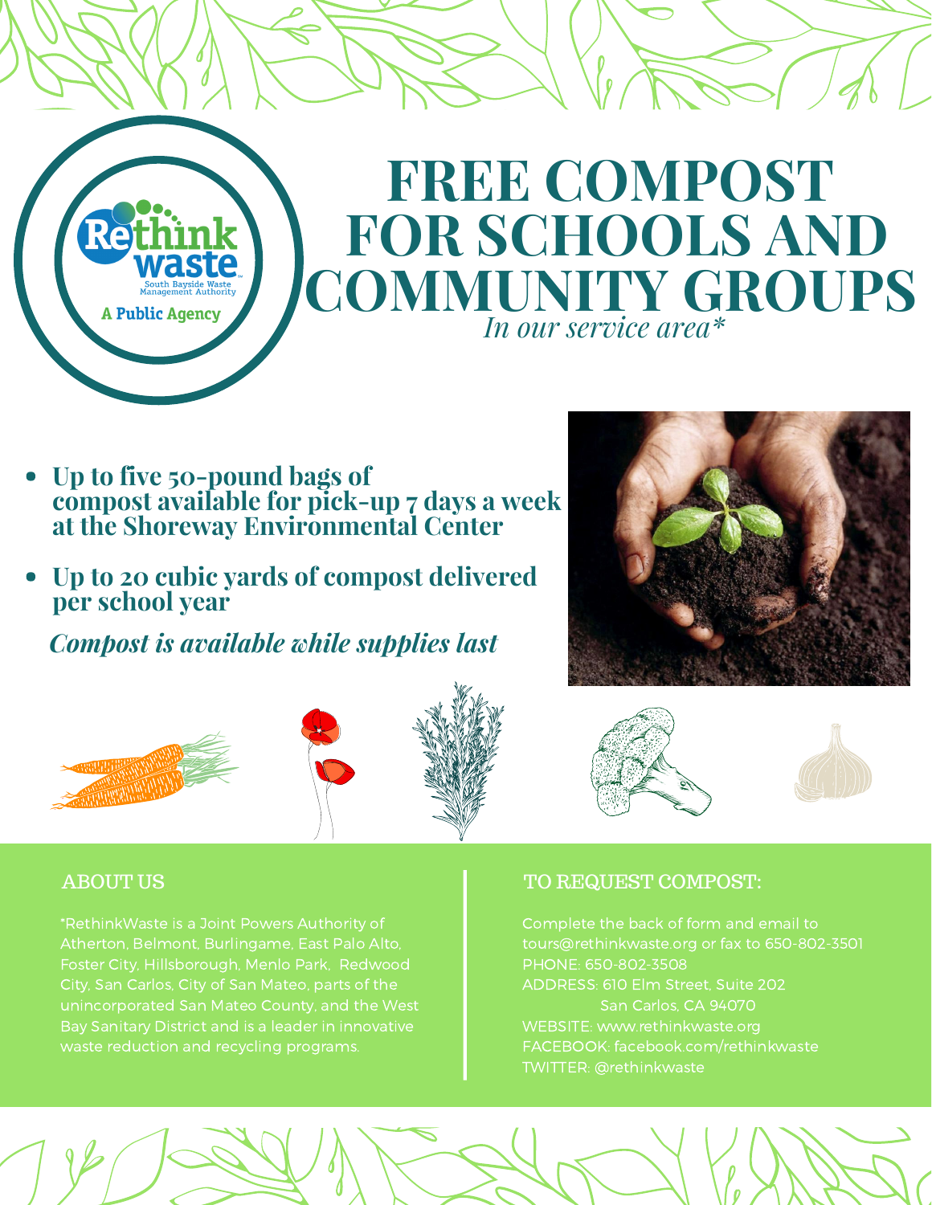Rethink waste
South Bayside Waste Management Authority
A Public Agency

# FREE COMPOST FOR SCHOOLS AND COMMUNITY GROUPS

*In our service area**

- **Up to five 50-pound bags of compost available for pick-up 7 days a week at the Shoreway Environmental Center**
- **Up to 20 cubic yards of compost delivered per school year**

***Compost is available while supplies last***

## ABOUT US

*RethinkWaste is a Joint Powers Authority of Atherton, Belmont, Burlingame, East Palo Alto, Foster City, Hillsborough, Menlo Park, Redwood City, San Carlos, City of San Mateo, parts of the unincorporated San Mateo County, and the West Bay Sanitary District and is a leader in innovative waste reduction and recycling programs.

## TO REQUEST COMPOST:

Complete the back of form and email to tours@rethinkwaste.org or fax to 650-802-3501
PHONE: 650-802-3508
ADDRESS: 610 Elm Street, Suite 202
San Carlos, CA 94070
WEBSITE: www.rethinkwaste.org
FACEBOOK: facebook.com/rethinkwaste
TWITTER: @rethinkwaste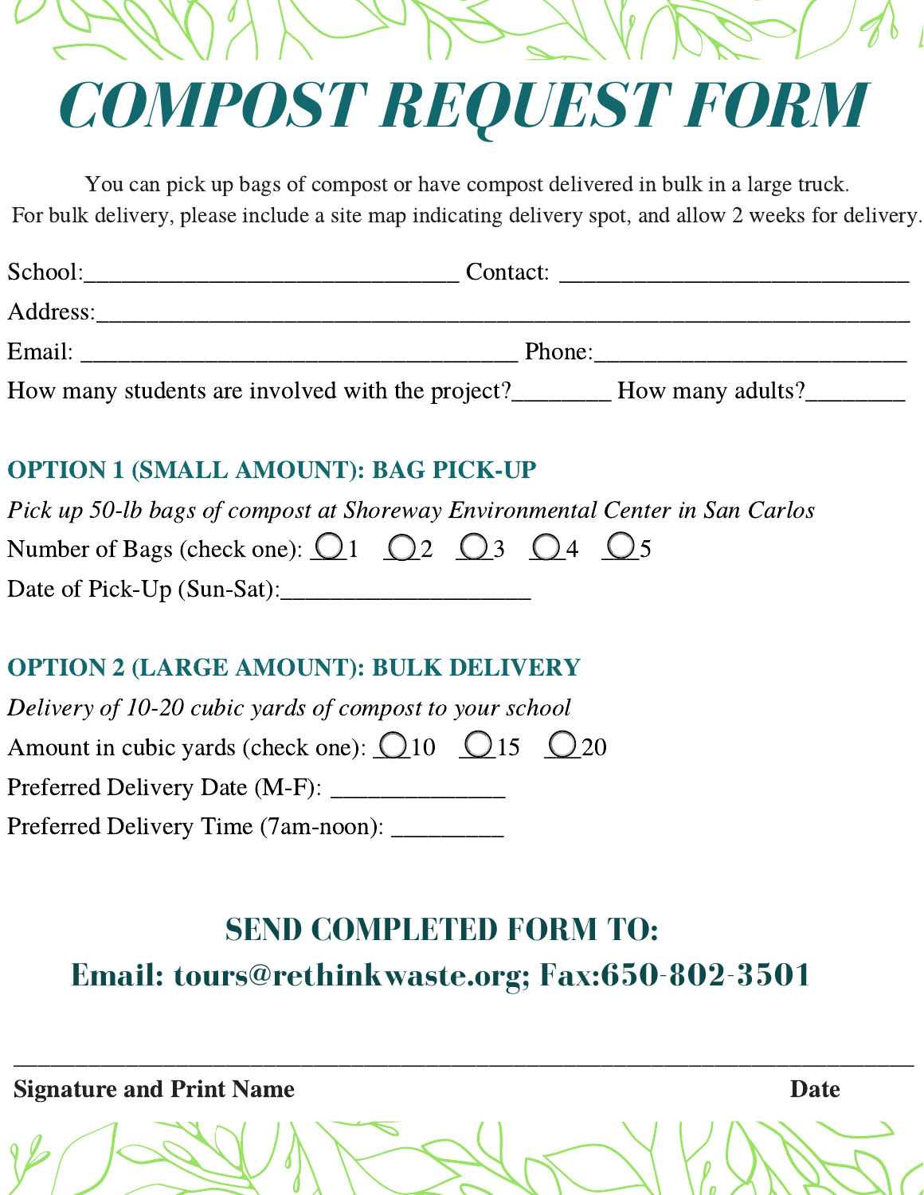# COMPOST REQUEST FORM

You can pick up bags of compost or have compost delivered in bulk in a large truck.
For bulk delivery, please include a site map indicating delivery spot, and allow 2 weeks for delivery.

School:_______________________________ Contact: ____________________________

Address:_________________________________________________________________

Email: ____________________________________ Phone:_________________________

How many students are involved with the project?________ How many adults?________

## OPTION 1 (SMALL AMOUNT): BAG PICK-UP

*Pick up 50-lb bags of compost at Shoreway Environmental Center in San Carlos*

Number of Bags (check one): ◯ 1 ◯ 2 ◯ 3 ◯ 4 ◯ 5

Date of Pick-Up (Sun-Sat):_____________________

## OPTION 2 (LARGE AMOUNT): BULK DELIVERY

*Delivery of 10-20 cubic yards of compost to your school*

Amount in cubic yards (check one): ◯ 10 ◯ 15 ◯ 20

Preferred Delivery Date (M-F): ______________

Preferred Delivery Time (7am-noon): _________

## SEND COMPLETED FORM TO:

**Email: tours@rethinkwaste.org; Fax:650-802-3501**

___________________________________________________________________________

**Signature and Print Name** **Date**